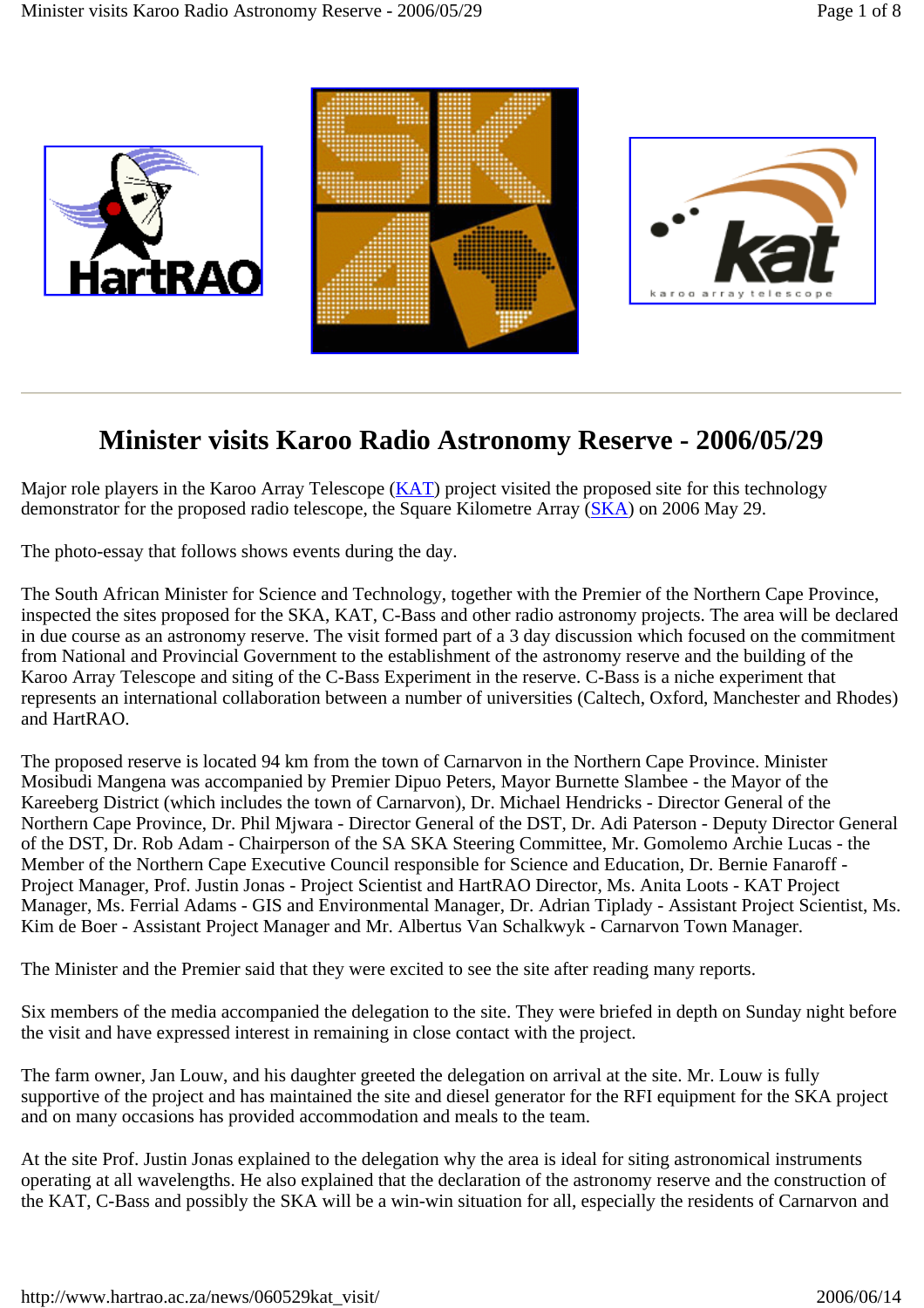# Minister visits Karoo Radio Astronomy Reserve - 2006/05/29

Major role players in the Karoo Array Telescope (KAT) project visited the proposed site for this technology demonstrator for the proposed radio telescope, the Square Kilometre Array (SKA) on 2006 May 29.

The photo-essay that follows shows events during the day.

The South African Minister for Science and Technology, together with the Premier of the Northern Cape Province, inspected the sites proposed for the SKA, KAT, C-Bass and other radio astronomy projects. The area will be declared in due course as an astronomy reserve. The visit formed part of a 3 day discussion which focused on the commitment from National and Provincial Government to the establishment of the astronomy reserve and the building of the Karoo Array Telescope and siting of the C-Bass Experiment in the reserve. C-Bass is a niche experiment that represents an international collaboration between a number of universities (Caltech, Oxford, Manchester and Rhodes) and HartRAO.

The proposed reserve is located 94 km from the town of Carnarvon in the Northern Cape Province. Minister Mosibudi Mangena was accompanied by Premier Dipuo Peters, Mayor Burnette Slambee - the Mayor of the Kareeberg District (which includes the town of Carnarvon), Dr. Michael Hendricks - Director General of the Northern Cape Province, Dr. Phil Mjwara - Director General of the DST, Dr. Adi Paterson - Deputy Director General of the DST, Dr. Rob Adam - Chairperson of the SA SKA Steering Committee, Mr. Gomolemo Archie Lucas - the Member of the Northern Cape Executive Council responsible for Science and Education, Dr. Bernie Fanaroff - Project Manager, Prof. Justin Jonas - Project Scientist and HartRAO Director, Ms. Anita Loots - KAT Project Manager, Ms. Ferrial Adams - GIS and Environmental Manager, Dr. Adrian Tiplady - Assistant Project Scientist, Ms. Kim de Boer - Assistant Project Manager and Mr. Albertus Van Schalkwyk - Carnarvon Town Manager.

The Minister and the Premier said that they were excited to see the site after reading many reports.

Six members of the media accompanied the delegation to the site. They were briefed in depth on Sunday night before the visit and have expressed interest in remaining in close contact with the project.

The farm owner, Jan Louw, and his daughter greeted the delegation on arrival at the site. Mr. Louw is fully supportive of the project and has maintained the site and diesel generator for the RFI equipment for the SKA project and on many occasions has provided accommodation and meals to the team.

At the site Prof. Justin Jonas explained to the delegation why the area is ideal for siting astronomical instruments operating at all wavelengths. He also explained that the declaration of the astronomy reserve and the construction of the KAT, C-Bass and possibly the SKA will be a win-win situation for all, especially the residents of Carnarvon and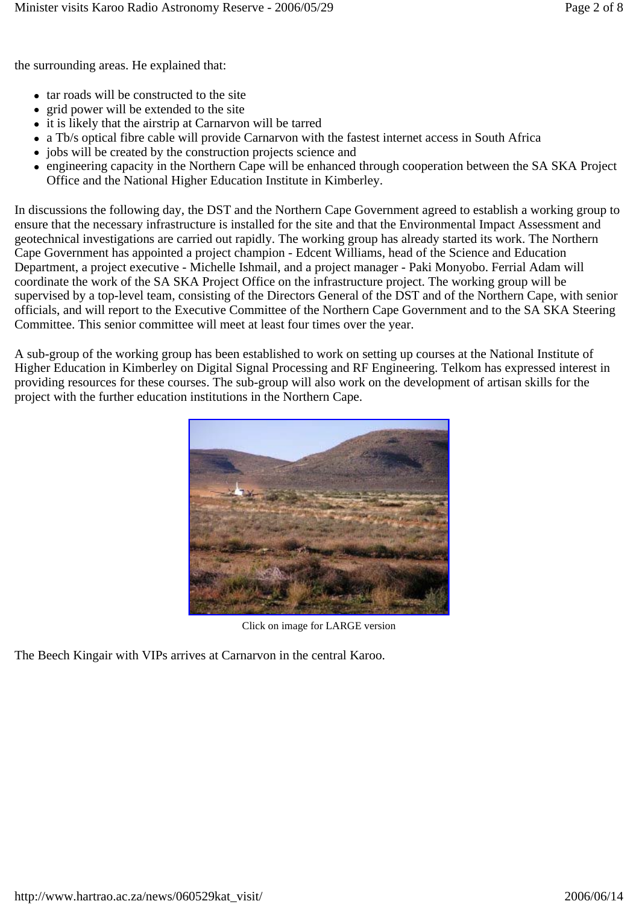the surrounding areas. He explained that:

- tar roads will be constructed to the site
- grid power will be extended to the site
- it is likely that the airstrip at Carnarvon will be tarred
- a Tb/s optical fibre cable will provide Carnarvon with the fastest internet access in South Africa
- jobs will be created by the construction projects science and
- engineering capacity in the Northern Cape will be enhanced through cooperation between the SA SKA Project Office and the National Higher Education Institute in Kimberley.

In discussions the following day, the DST and the Northern Cape Government agreed to establish a working group to ensure that the necessary infrastructure is installed for the site and that the Environmental Impact Assessment and geotechnical investigations are carried out rapidly. The working group has already started its work. The Northern Cape Government has appointed a project champion - Edcent Williams, head of the Science and Education Department, a project executive - Michelle Ishmail, and a project manager - Paki Monyobo. Ferrial Adam will coordinate the work of the SA SKA Project Office on the infrastructure project. The working group will be supervised by a top-level team, consisting of the Directors General of the DST and of the Northern Cape, with senior officials, and will report to the Executive Committee of the Northern Cape Government and to the SA SKA Steering Committee. This senior committee will meet at least four times over the year.

A sub-group of the working group has been established to work on setting up courses at the National Institute of Higher Education in Kimberley on Digital Signal Processing and RF Engineering. Telkom has expressed interest in providing resources for these courses. The sub-group will also work on the development of artisan skills for the project with the further education institutions in the Northern Cape.

Click on image for LARGE version

The Beech Kingair with VIPs arrives at Carnarvon in the central Karoo.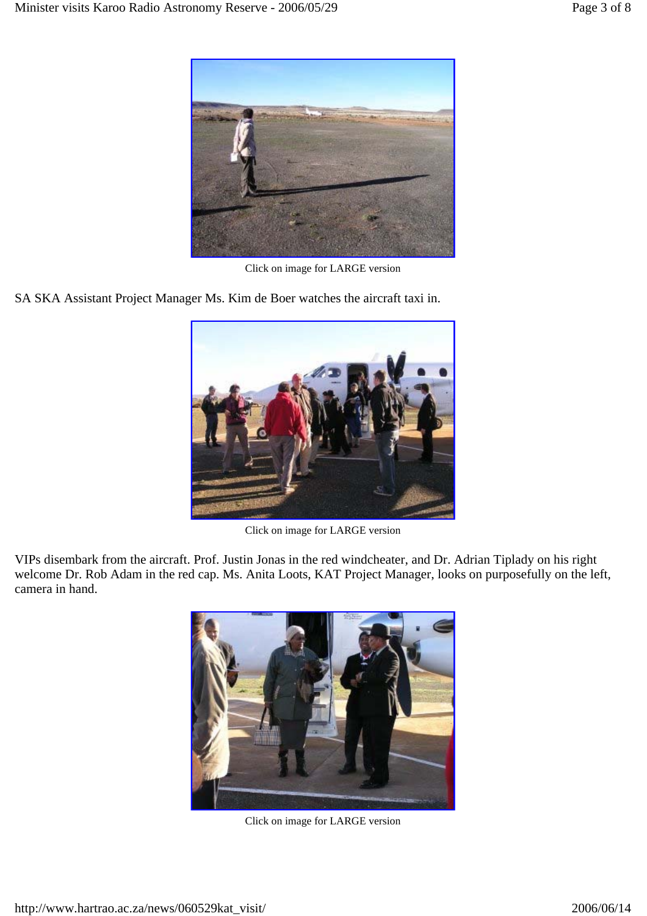Click on image for LARGE version

SA SKA Assistant Project Manager Ms. Kim de Boer watches the aircraft taxi in.

Click on image for LARGE version

VIPs disembark from the aircraft. Prof. Justin Jonas in the red windcheater, and Dr. Adrian Tiplady on his right welcome Dr. Rob Adam in the red cap. Ms. Anita Loots, KAT Project Manager, looks on purposefully on the left, camera in hand.

Click on image for LARGE version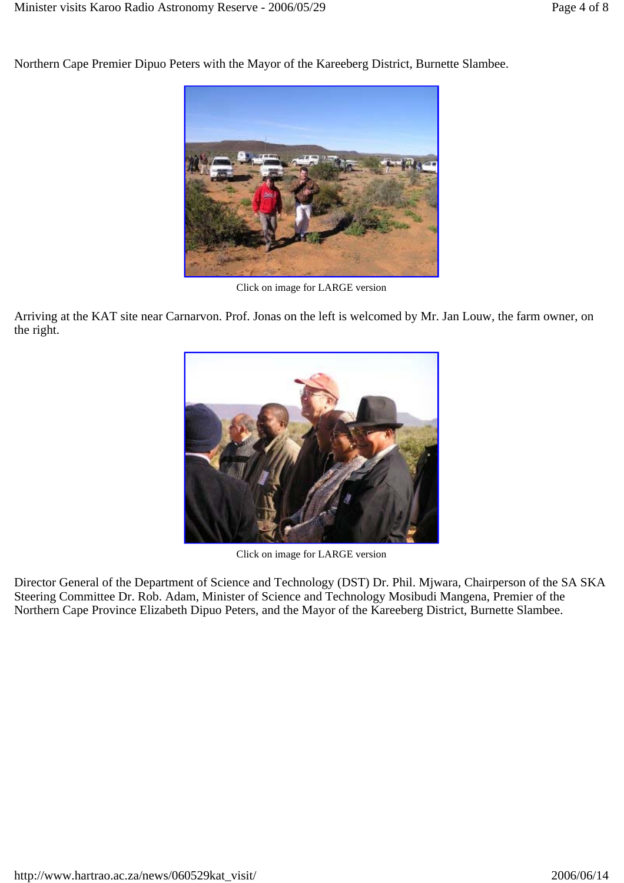Northern Cape Premier Dipuo Peters with the Mayor of the Kareeberg District, Burnette Slambee.

Click on image for LARGE version

Arriving at the KAT site near Carnarvon. Prof. Jonas on the left is welcomed by Mr. Jan Louw, the farm owner, on the right.

Click on image for LARGE version

Director General of the Department of Science and Technology (DST) Dr. Phil. Mjwara, Chairperson of the SA SKA Steering Committee Dr. Rob. Adam, Minister of Science and Technology Mosibudi Mangena, Premier of the Northern Cape Province Elizabeth Dipuo Peters, and the Mayor of the Kareeberg District, Burnette Slambee.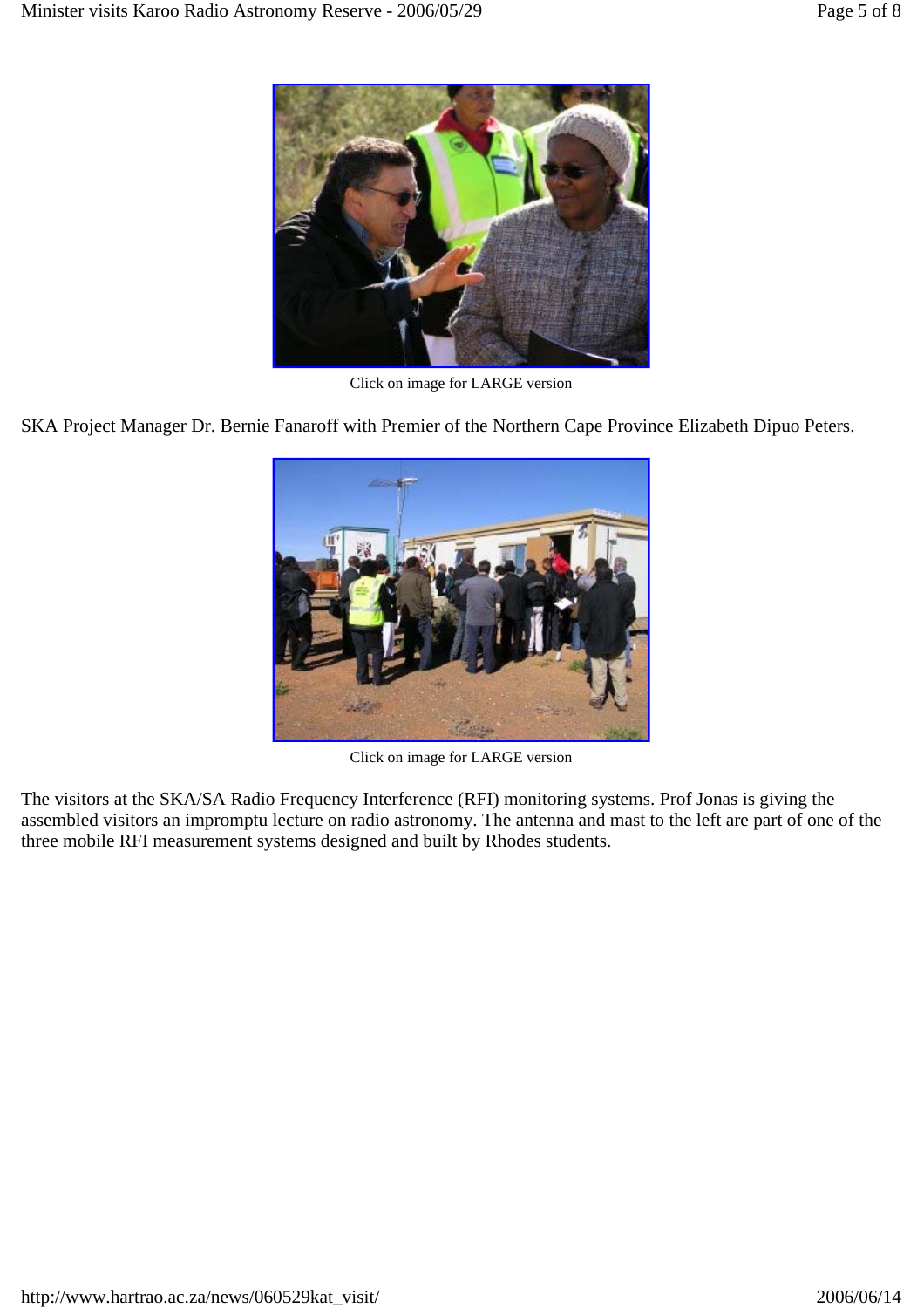Click on image for LARGE version

SKA Project Manager Dr. Bernie Fanaroff with Premier of the Northern Cape Province Elizabeth Dipuo Peters.

Click on image for LARGE version

The visitors at the SKA/SA Radio Frequency Interference (RFI) monitoring systems. Prof Jonas is giving the assembled visitors an impromptu lecture on radio astronomy. The antenna and mast to the left are part of one of the three mobile RFI measurement systems designed and built by Rhodes students.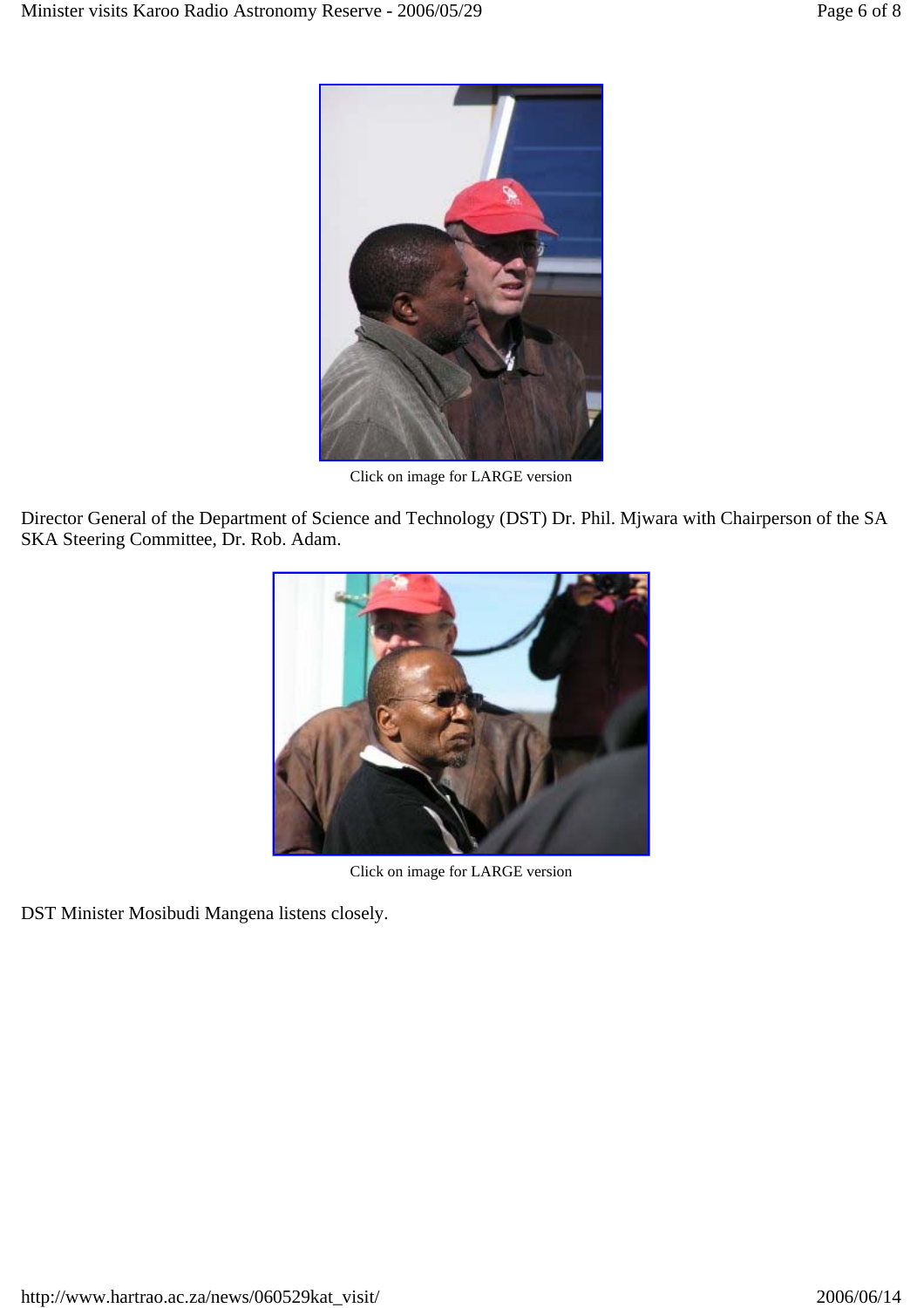Click on image for LARGE version

Director General of the Department of Science and Technology (DST) Dr. Phil. Mjwara with Chairperson of the SA SKA Steering Committee, Dr. Rob. Adam.

Click on image for LARGE version

DST Minister Mosibudi Mangena listens closely.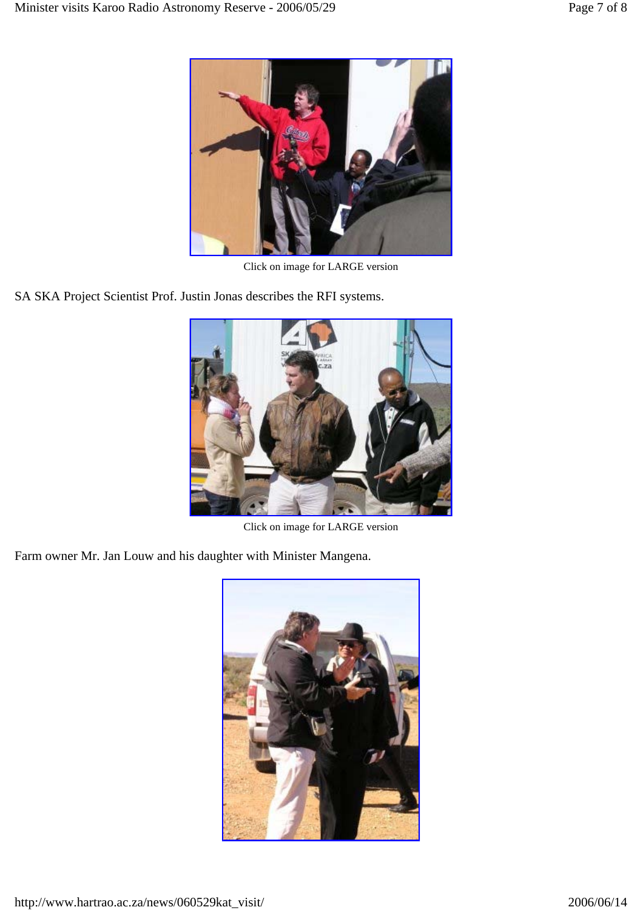Click on image for LARGE version

SA SKA Project Scientist Prof. Justin Jonas describes the RFI systems.

Click on image for LARGE version

Farm owner Mr. Jan Louw and his daughter with Minister Mangena.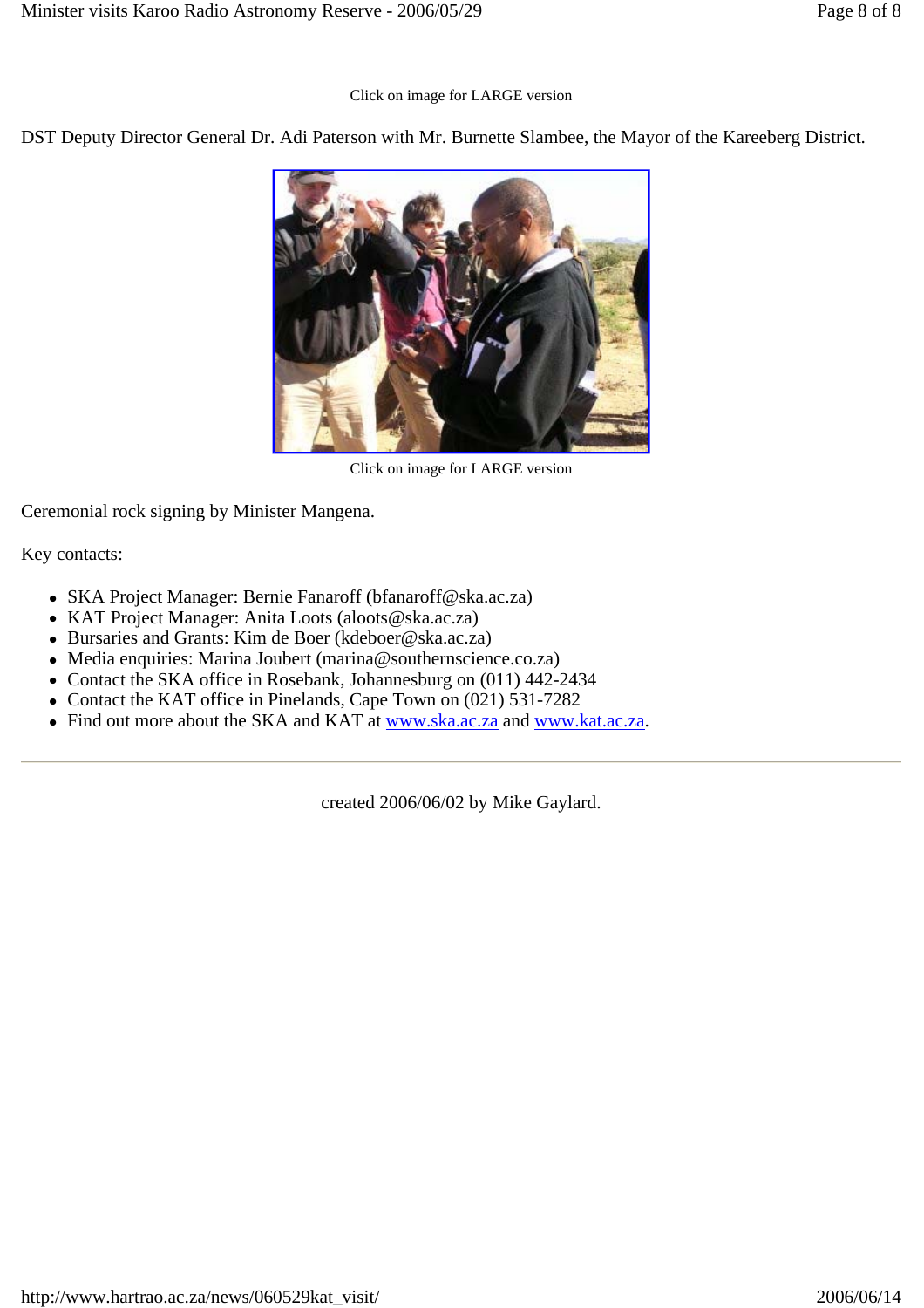Click on image for LARGE version

DST Deputy Director General Dr. Adi Paterson with Mr. Burnette Slambee, the Mayor of the Kareeberg District.

Click on image for LARGE version

Ceremonial rock signing by Minister Mangena.

Key contacts:

- SKA Project Manager: Bernie Fanaroff (bfanaroff@ska.ac.za)
- KAT Project Manager: Anita Loots (aloots@ska.ac.za)
- Bursaries and Grants: Kim de Boer (kdeboer@ska.ac.za)
- Media enquiries: Marina Joubert (marina@southernscience.co.za)
- Contact the SKA office in Rosebank, Johannesburg on (011) 442-2434
- Contact the KAT office in Pinelands, Cape Town on (021) 531-7282
- Find out more about the SKA and KAT at [www.ska.ac.za](http://www.ska.ac.za) and [www.kat.ac.za](http://www.kat.ac.za).

---

created 2006/06/02 by Mike Gaylard.